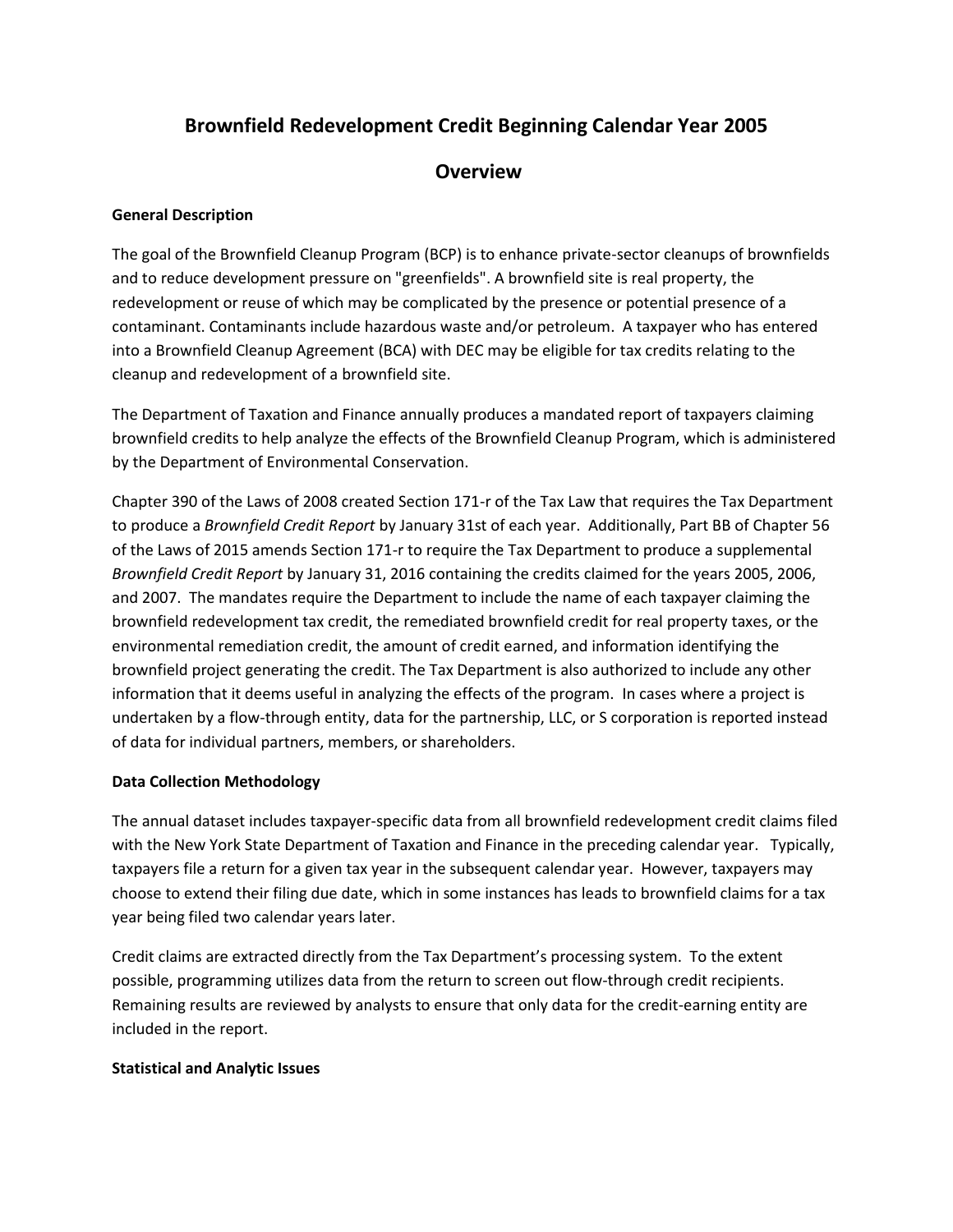# Brownfield Redevelopment Credit Beginning Calendar Year 2005

## Overview

**General Description**

The goal of the Brownfield Cleanup Program (BCP) is to enhance private-sector cleanups of brownfields and to reduce development pressure on "greenfields". A brownfield site is real property, the redevelopment or reuse of which may be complicated by the presence or potential presence of a contaminant. Contaminants include hazardous waste and/or petroleum. A taxpayer who has entered into a Brownfield Cleanup Agreement (BCA) with DEC may be eligible for tax credits relating to the cleanup and redevelopment of a brownfield site.

The Department of Taxation and Finance annually produces a mandated report of taxpayers claiming brownfield credits to help analyze the effects of the Brownfield Cleanup Program, which is administered by the Department of Environmental Conservation.

Chapter 390 of the Laws of 2008 created Section 171-r of the Tax Law that requires the Tax Department to produce a *Brownfield Credit Report* by January 31st of each year. Additionally, Part BB of Chapter 56 of the Laws of 2015 amends Section 171-r to require the Tax Department to produce a supplemental *Brownfield Credit Report* by January 31, 2016 containing the credits claimed for the years 2005, 2006, and 2007. The mandates require the Department to include the name of each taxpayer claiming the brownfield redevelopment tax credit, the remediated brownfield credit for real property taxes, or the environmental remediation credit, the amount of credit earned, and information identifying the brownfield project generating the credit. The Tax Department is also authorized to include any other information that it deems useful in analyzing the effects of the program. In cases where a project is undertaken by a flow-through entity, data for the partnership, LLC, or S corporation is reported instead of data for individual partners, members, or shareholders.

**Data Collection Methodology**

The annual dataset includes taxpayer-specific data from all brownfield redevelopment credit claims filed with the New York State Department of Taxation and Finance in the preceding calendar year. Typically, taxpayers file a return for a given tax year in the subsequent calendar year. However, taxpayers may choose to extend their filing due date, which in some instances has leads to brownfield claims for a tax year being filed two calendar years later.

Credit claims are extracted directly from the Tax Department's processing system. To the extent possible, programming utilizes data from the return to screen out flow-through credit recipients. Remaining results are reviewed by analysts to ensure that only data for the credit-earning entity are included in the report.

**Statistical and Analytic Issues**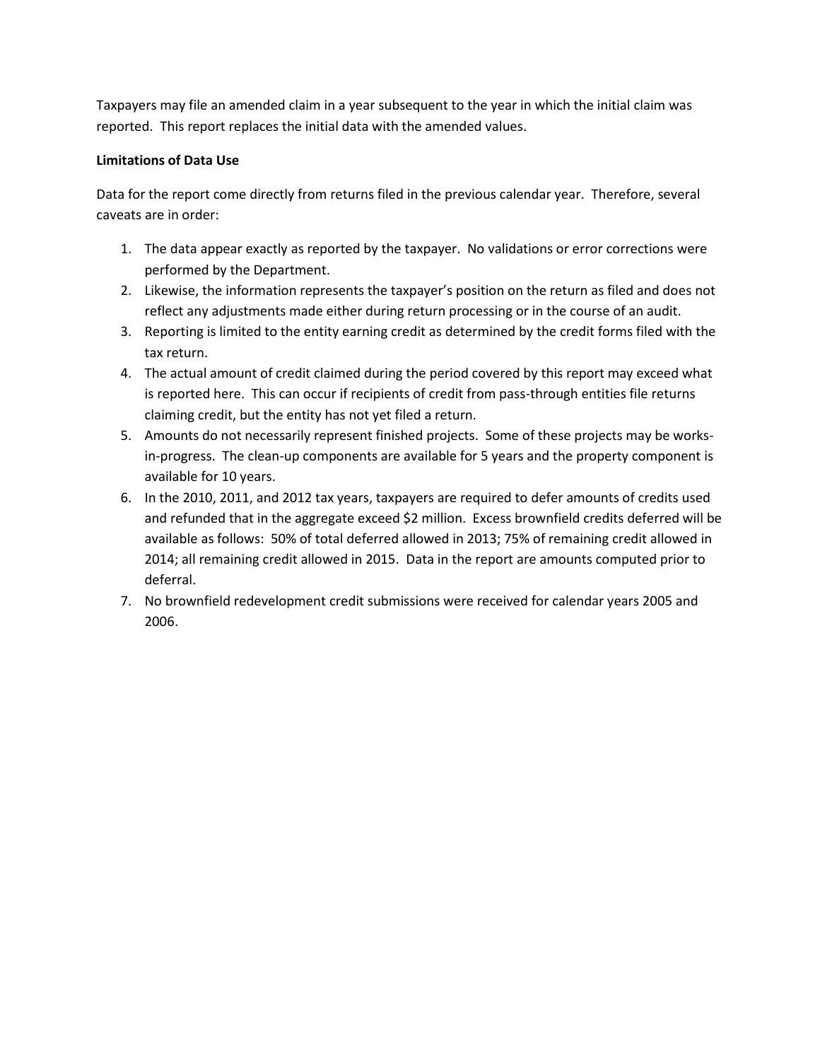Taxpayers may file an amended claim in a year subsequent to the year in which the initial claim was reported. This report replaces the initial data with the amended values.

**Limitations of Data Use**

Data for the report come directly from returns filed in the previous calendar year. Therefore, several caveats are in order:

1. The data appear exactly as reported by the taxpayer. No validations or error corrections were performed by the Department.
2. Likewise, the information represents the taxpayer's position on the return as filed and does not reflect any adjustments made either during return processing or in the course of an audit.
3. Reporting is limited to the entity earning credit as determined by the credit forms filed with the tax return.
4. The actual amount of credit claimed during the period covered by this report may exceed what is reported here. This can occur if recipients of credit from pass-through entities file returns claiming credit, but the entity has not yet filed a return.
5. Amounts do not necessarily represent finished projects. Some of these projects may be works-in-progress. The clean-up components are available for 5 years and the property component is available for 10 years.
6. In the 2010, 2011, and 2012 tax years, taxpayers are required to defer amounts of credits used and refunded that in the aggregate exceed $2 million. Excess brownfield credits deferred will be available as follows: 50% of total deferred allowed in 2013; 75% of remaining credit allowed in 2014; all remaining credit allowed in 2015. Data in the report are amounts computed prior to deferral.
7. No brownfield redevelopment credit submissions were received for calendar years 2005 and 2006.